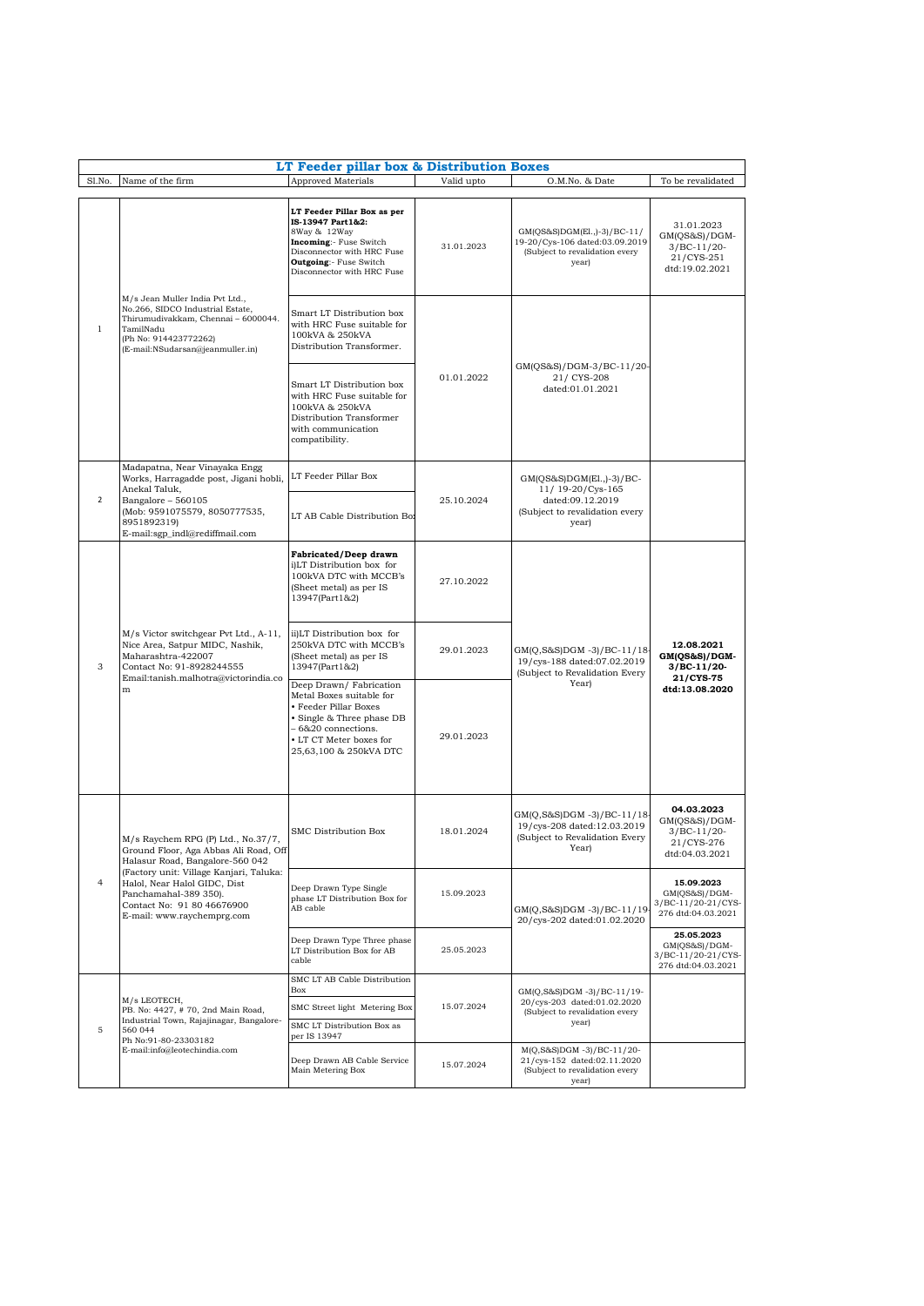## LT Feeder pillar box & Distribution Boxes

| Sl.No. | Name of the firm | Approved Materials | Valid upto | O.M.No. & Date | To be revalidated |
|---|---|---|---|---|---|
| 1 | M/s Jean Muller India Pvt Ltd., No.266, SIDCO Industrial Estate, Thirumudivakkam, Chennai – 6000044. TamilNadu (Ph No: 914423772262) (E-mail:NSudarsan@jeanmuller.in) | **LT Feeder Pillar Box as per IS-13947 Part1&2:** 8Way & 12Way **Incoming**:- Fuse Switch Disconnector with HRC Fuse **Outgoing**:- Fuse Switch Disconnector with HRC Fuse | 31.01.2023 | GM(QS&S)DGM(El.,)-3)/BC-11/ 19-20/Cys-106 dated:03.09.2019 (Subject to revalidation every year) | 31.01.2023 GM(QS&S)/DGM-3/BC-11/20-21/CYS-251 dtd:19.02.2021 |
| | | Smart LT Distribution box with HRC Fuse suitable for 100kVA & 250kVA Distribution Transformer. | 01.01.2022 | GM(QS&S)/DGM-3/BC-11/20-21/ CYS-208 dated:01.01.2021 | |
| | | Smart LT Distribution box with HRC Fuse suitable for 100kVA & 250kVA Distribution Transformer with communication compatibility. | | | |
| 2 | Madapatna, Near Vinayaka Engg Works, Harragadde post, Jigani hobli, Anekal Taluk, Bangalore – 560105 (Mob: 9591075579, 8050777535, 8951892319) E-mail:sgp_indl@rediffmail.com | LT Feeder Pillar Box | 25.10.2024 | GM(QS&S)DGM(El.,)-3)/BC-11/ 19-20/Cys-165 dated:09.12.2019 (Subject to revalidation every year) | |
| | | LT AB Cable Distribution Box | | | |
| 3 | M/s Victor switchgear Pvt Ltd., A-11, Nice Area, Satpur MIDC, Nashik, Maharashtra-422007 Contact No: 91-8928244555 Email:tanish.malhotra@victorindia.com | **Fabricated/Deep drawn** i)LT Distribution box for 100kVA DTC with MCCB's (Sheet metal) as per IS 13947(Part1&2) | 27.10.2022 | GM(Q,S&S)DGM -3)/BC-11/18-19/cys-188 dated:07.02.2019 (Subject to Revalidation Every Year) | **12.08.2021 GM(QS&S)/DGM-3/BC-11/20-21/CYS-75 dtd:13.08.2020** |
| | | ii)LT Distribution box for 250kVA DTC with MCCB's (Sheet metal) as per IS 13947(Part1&2) | 29.01.2023 | | |
| | | Deep Drawn/ Fabrication Metal Boxes suitable for • Feeder Pillar Boxes • Single & Three phase DB – 6&20 connections. • LT CT Meter boxes for 25,63,100 & 250kVA DTC | 29.01.2023 | | |
| 4 | M/s Raychem RPG (P) Ltd., No.37/7, Ground Floor, Aga Abbas Ali Road, Off Halasur Road, Bangalore-560 042 (Factory unit: Village Kanjari, Taluka: Halol, Near Halol GIDC, Dist Panchamahal-389 350). Contact No: 91 80 46676900 E-mail: www.raychemprg.com | SMC Distribution Box | 18.01.2024 | GM(Q,S&S)DGM -3)/BC-11/18-19/cys-208 dated:12.03.2019 (Subject to Revalidation Every Year) | **04.03.2023** GM(QS&S)/DGM-3/BC-11/20-21/CYS-276 dtd:04.03.2021 |
| | | Deep Drawn Type Single phase LT Distribution Box for AB cable | 15.09.2023 | GM(Q,S&S)DGM -3)/BC-11/19-20/cys-202 dated:01.02.2020 | **15.09.2023** GM(QS&S)/DGM-3/BC-11/20-21/CYS-276 dtd:04.03.2021 |
| | | Deep Drawn Type Three phase LT Distribution Box for AB cable | 25.05.2023 | | **25.05.2023** GM(QS&S)/DGM-3/BC-11/20-21/CYS-276 dtd:04.03.2021 |
| 5 | M/s LEOTECH, PB. No: 4427, # 70, 2nd Main Road, Industrial Town, Rajajinagar, Bangalore-560 044 Ph No:91-80-23303182 E-mail:info@leotechindia.com | SMC LT AB Cable Distribution Box | 15.07.2024 | GM(Q,S&S)DGM -3)/BC-11/19-20/cys-203 dated:01.02.2020 (Subject to revalidation every year) | |
| | | SMC Street light Metering Box | | | |
| | | SMC LT Distribution Box as per IS 13947 | | | |
| | | Deep Drawn AB Cable Service Main Metering Box | 15.07.2024 | M(Q,S&S)DGM -3)/BC-11/20-21/cys-152 dated:02.11.2020 (Subject to revalidation every year) | |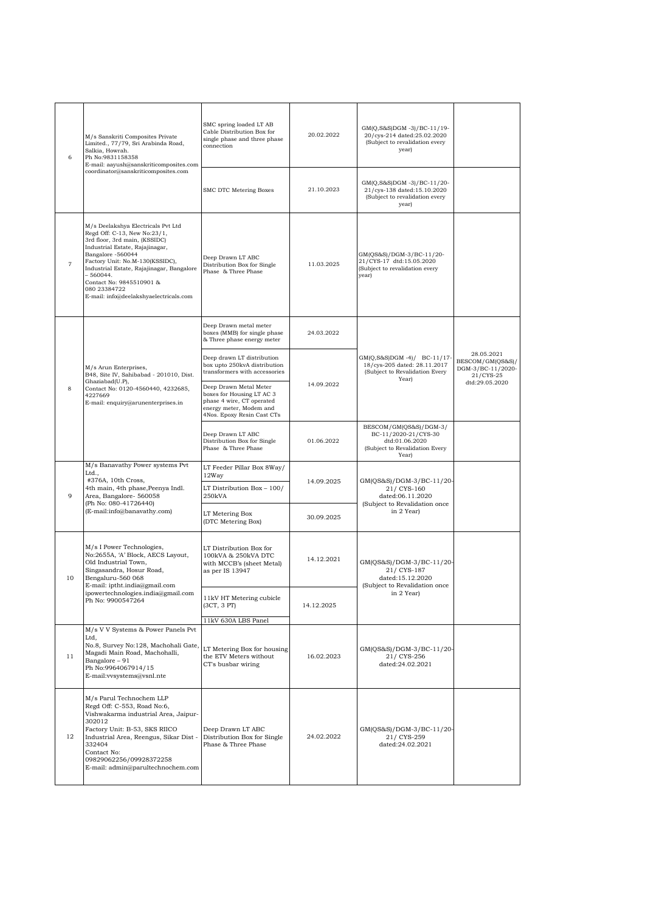| | | | | | |
|---|---|---|---|---|---|
| 6 | M/s Sanskriti Composites Private Limited., 77/79, Sri Arabinda Road, Salkia, Howrah.<br>Ph No:9831158358<br>E-mail: aayush@sanskriticomposites.com coordinator@sanskriticomposites.com | SMC spring loaded LT AB Cable Distribution Box for single phase and three phase connection | 20.02.2022 | GM(Q,S&S)DGM -3)/BC-11/19-20/cys-214 dated:25.02.2020 (Subject to revalidation every year) | |
| | | SMC DTC Metering Boxes | 21.10.2023 | GM(Q,S&S)DGM -3)/BC-11/20-21/cys-138 dated:15.10.2020 (Subject to revalidation every year) | |
| 7 | M/s Deelakshya Electricals Pvt Ltd<br>Regd Off: C-13, New No:23/1, 3rd floor, 3rd main, (KSSIDC) Industrial Estate, Rajajinagar, Bangalore -560044<br>Factory Unit: No.M-130(KSSIDC), Industrial Estate, Rajajinagar, Bangalore – 560044.<br>Contact No: 9845510901 & 080 23384722<br>E-mail: info@deelakshyaelectricals.com | Deep Drawn LT ABC Distribution Box for Single Phase & Three Phase | 11.03.2025 | GM(QS&S)/DGM-3/BC-11/20-21/CYS-17 dtd:15.05.2020 (Subject to revalidation every year) | |
| 8 | M/s Arun Enterprises, B48, Site IV, Sahibabad - 201010, Dist. Ghaziabad(U.P),<br>Contact No: 0120-4560440, 4232685, 4227669<br>E-mail: enquiry@arunenterprises.in | Deep Drawn metal meter boxes (MMB) for single phase & Three phase energy meter | 24.03.2022 | GM(Q,S&S)DGM -4)/ BC-11/17-18/cys-205 dated: 28.11.2017 (Subject to Revalidation Every Year) | 28.05.2021 BESCOM/GM(QS&S)/ DGM-3/BC-11/2020-21/CYS-25 dtd:29.05.2020 |
| | | Deep drawn LT distribution box upto 250kvA distribution transformers with accessories | 14.09.2022 | | |
| | | Deep Drawn Metal Meter boxes for Housing LT AC 3 phase 4 wire, CT operated energy meter, Modem and 4Nos. Epoxy Resin Cast CTs | | | |
| | | Deep Drawn LT ABC Distribution Box for Single Phase & Three Phase | 01.06.2022 | BESCOM/GM(QS&S)/DGM-3/ BC-11/2020-21/CYS-30 dtd:01.06.2020 (Subject to Revalidation Every Year) | |
| 9 | M/s Banavathy Power systems Pvt Ltd., #376A, 10th Cross, 4th main, 4th phase,Peenya Indl. Area, Bangalore- 560058<br>(Ph No: 080-41726440)<br>(E-mail:info@banavathy.com) | LT Feeder Pillar Box 8Way/ 12Way | 14.09.2025 | GM(QS&S)/DGM-3/BC-11/20-21/ CYS-160 dated:06.11.2020 (Subject to Revalidation once in 2 Year) | |
| | | LT Distribution Box – 100/ 250kVA | | | |
| | | LT Metering Box (DTC Metering Box) | 30.09.2025 | | |
| 10 | M/s I Power Technologies, No:2655A, 'A' Block, AECS Layout, Old Industrial Town, Singasandra, Hosur Road, Bengaluru-560 068<br>E-mail: iptht.india@gmail.com ipowertechnologies.india@gmail.com<br>Ph No: 9900547264 | LT Distribution Box for 100kVA & 250kVA DTC with MCCB's (sheet Metal) as per IS 13947 | 14.12.2021 | GM(QS&S)/DGM-3/BC-11/20-21/ CYS-187 dated:15.12.2020 (Subject to Revalidation once in 2 Year) | |
| | | 11kV HT Metering cubicle (3CT, 3 PT) | 14.12.2025 | | |
| | | 11kV 630A LBS Panel | | | |
| 11 | M/s V V Systems & Power Panels Pvt Ltd,<br>No.8, Survey No:128, Machohali Gate, Magadi Main Road, Machohalli, Bangalore – 91<br>Ph No:9964067914/15<br>E-mail:vvsystems@vsnl.nte | LT Metering Box for housing the ETV Meters without CT's busbar wiring | 16.02.2023 | GM(QS&S)/DGM-3/BC-11/20-21/ CYS-256 dated:24.02.2021 | |
| 12 | M/s Parul Technochem LLP<br>Regd Off: C-553, Road No:6, Vishwakarma industrial Area, Jaipur-302012<br>Factory Unit: B-53, SKS RIICO Industrial Area, Reengus, Sikar Dist - 332404<br>Contact No: 09829062256/09928372258<br>E-mail: admin@parultechnochem.com | Deep Drawn LT ABC Distribution Box for Single Phase & Three Phase | 24.02.2022 | GM(QS&S)/DGM-3/BC-11/20-21/ CYS-259 dated:24.02.2021 | |